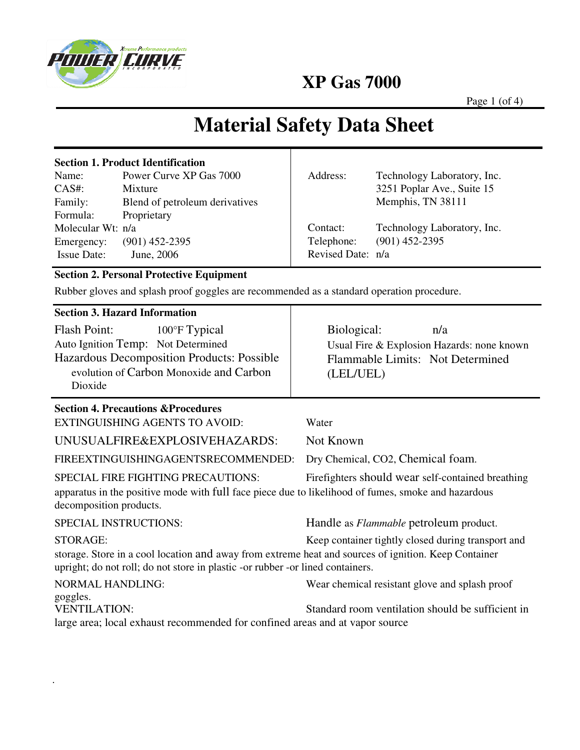# XP Gas 7000

# Material Safety Data Sheet

## Section 1. Product Identification

| | | | |
|---|---|---|---|
| Name: | Power Curve XP Gas 7000 | Address: | Technology Laboratory, Inc. 3251 Poplar Ave., Suite 15 Memphis, TN 38111 |
| CAS#: | Mixture | | |
| Family: | Blend of petroleum derivatives | | |
| Formula: | Proprietary | | |
| Molecular Wt: | n/a | Contact: | Technology Laboratory, Inc. |
| Emergency: | (901) 452-2395 | Telephone: | (901) 452-2395 |
| Issue Date: | June, 2006 | Revised Date: | n/a |

## Section 2. Personal Protective Equipment

Rubber gloves and splash proof goggles are recommended as a standard operation procedure.

## Section 3. Hazard Information

Flash Point: 100°F Typical

Auto Ignition Temp: Not Determined

Hazardous Decomposition Products: Possible evolution of Carbon Monoxide and Carbon Dioxide

Biological: n/a

Usual Fire & Explosion Hazards: none known

Flammable Limits: Not Determined (LEL/UEL)

## Section 4. Precautions &Procedures

EXTINGUISHING AGENTS TO AVOID: Water

UNUSUALFIRE&EXPLOSIVEHAZARDS: Not Known

FIREEXTINGUISHINGAGENTSRECOMMENDED: Dry Chemical, $CO_2$, Chemical foam.

SPECIAL FIRE FIGHTING PRECAUTIONS: Firefighters should wear self-contained breathing apparatus in the positive mode with full face piece due to likelihood of fumes, smoke and hazardous decomposition products.

SPECIAL INSTRUCTIONS: Handle as *Flammable* petroleum product.

STORAGE: Keep container tightly closed during transport and storage. Store in a cool location and away from extreme heat and sources of ignition. Keep Container upright; do not roll; do not store in plastic -or rubber -or lined containers.

NORMAL HANDLING: Wear chemical resistant glove and splash proof goggles.

VENTILATION: Standard room ventilation should be sufficient in large area; local exhaust recommended for confined areas and at vapor source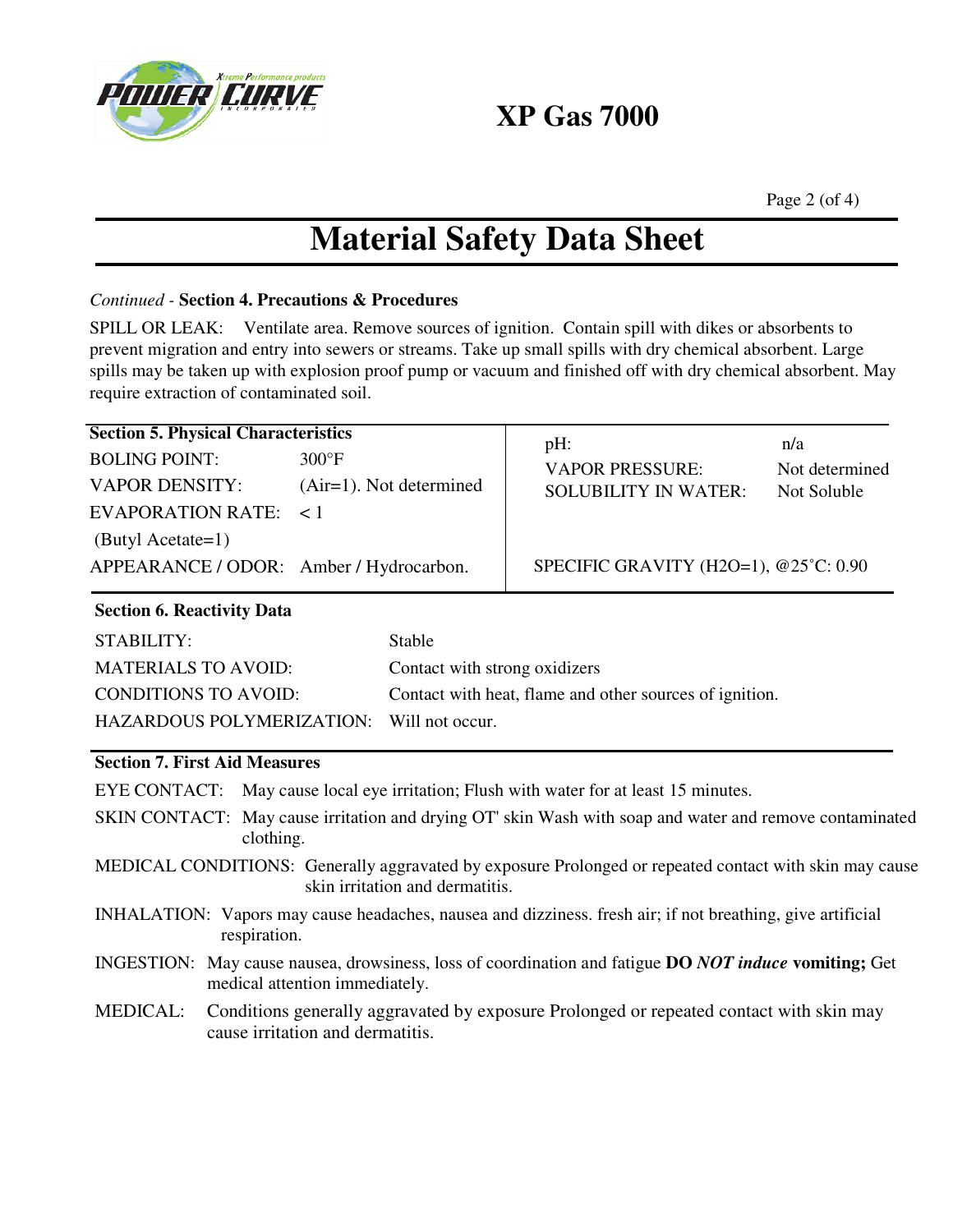# XP Gas 7000

## Material Safety Data Sheet

*Continued* - **Section 4. Precautions & Procedures**

SPILL OR LEAK: Ventilate area. Remove sources of ignition. Contain spill with dikes or absorbents to prevent migration and entry into sewers or streams. Take up small spills with dry chemical absorbent. Large spills may be taken up with explosion proof pump or vacuum and finished off with dry chemical absorbent. May require extraction of contaminated soil.

**Section 5. Physical Characteristics**

| | | | |
|---|---|---|---|
| BOLING POINT: | 300°F | pH: | n/a |
| VAPOR DENSITY: | (Air=1). Not determined | VAPOR PRESSURE: | Not determined |
| EVAPORATION RATE: (Butyl Acetate=1) | < 1 | SOLUBILITY IN WATER: | Not Soluble |
| APPEARANCE / ODOR: | Amber / Hydrocarbon. | SPECIFIC GRAVITY (H2O=1), @25˚C: | 0.90 |

**Section 6. Reactivity Data**

| | |
|---|---|
| STABILITY: | Stable |
| MATERIALS TO AVOID: | Contact with strong oxidizers |
| CONDITIONS TO AVOID: | Contact with heat, flame and other sources of ignition. |
| HAZARDOUS POLYMERIZATION: | Will not occur. |

**Section 7. First Aid Measures**

EYE CONTACT: May cause local eye irritation; Flush with water for at least 15 minutes.

SKIN CONTACT: May cause irritation and drying OT' skin Wash with soap and water and remove contaminated clothing.

MEDICAL CONDITIONS: Generally aggravated by exposure Prolonged or repeated contact with skin may cause skin irritation and dermatitis.

INHALATION: Vapors may cause headaches, nausea and dizziness. fresh air; if not breathing, give artificial respiration.

INGESTION: May cause nausea, drowsiness, loss of coordination and fatigue **DO *NOT induce* vomiting;** Get medical attention immediately.

MEDICAL: Conditions generally aggravated by exposure Prolonged or repeated contact with skin may cause irritation and dermatitis.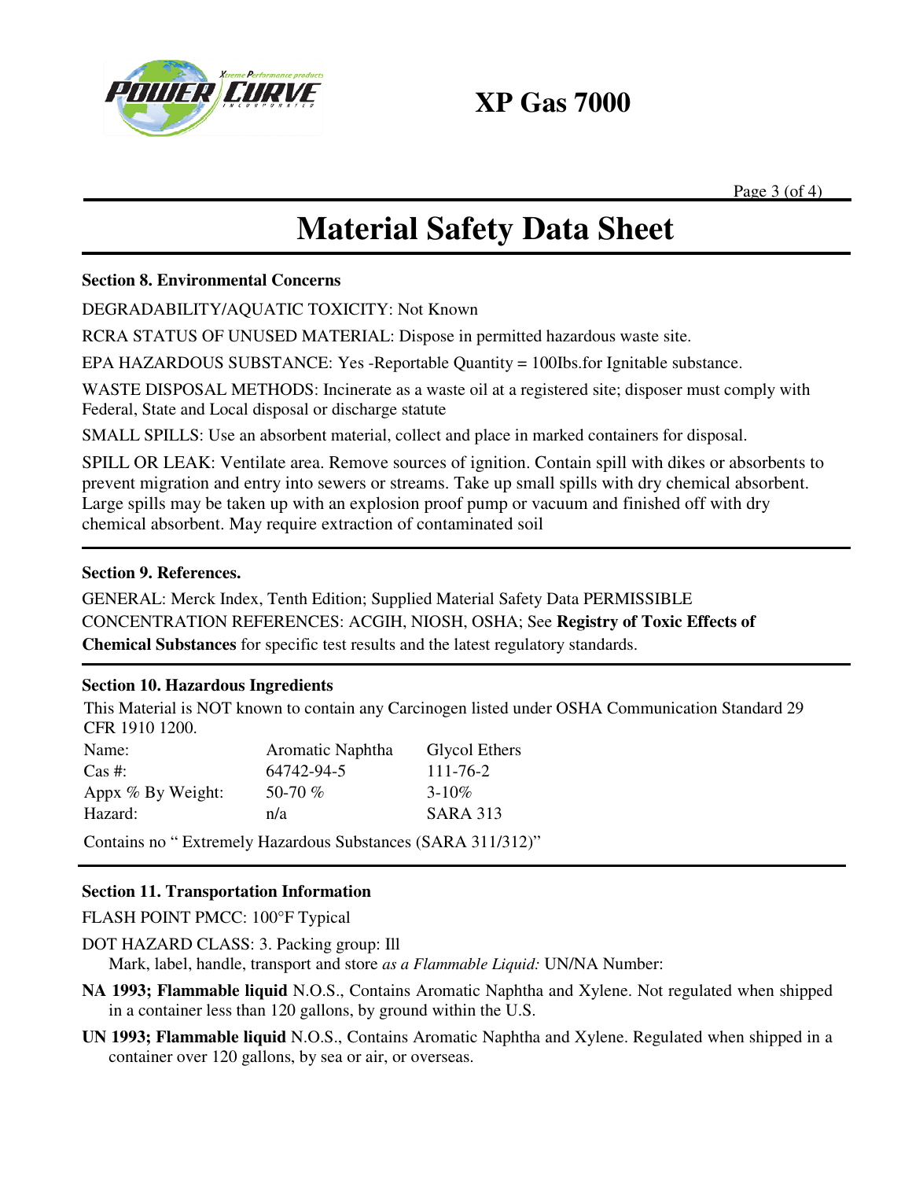# XP Gas 7000

## Material Safety Data Sheet

### Section 8. Environmental Concerns

DEGRADABILITY/AQUATIC TOXICITY: Not Known

RCRA STATUS OF UNUSED MATERIAL: Dispose in permitted hazardous waste site.

EPA HAZARDOUS SUBSTANCE: Yes -Reportable Quantity = 100Ibs.for Ignitable substance.

WASTE DISPOSAL METHODS: Incinerate as a waste oil at a registered site; disposer must comply with Federal, State and Local disposal or discharge statute

SMALL SPILLS: Use an absorbent material, collect and place in marked containers for disposal.

SPILL OR LEAK: Ventilate area. Remove sources of ignition. Contain spill with dikes or absorbents to prevent migration and entry into sewers or streams. Take up small spills with dry chemical absorbent. Large spills may be taken up with an explosion proof pump or vacuum and finished off with dry chemical absorbent. May require extraction of contaminated soil

### Section 9. References.

GENERAL: Merck Index, Tenth Edition; Supplied Material Safety Data PERMISSIBLE CONCENTRATION REFERENCES: ACGIH, NIOSH, OSHA; See **Registry of Toxic Effects of Chemical Substances** for specific test results and the latest regulatory standards.

### Section 10. Hazardous Ingredients

This Material is NOT known to contain any Carcinogen listed under OSHA Communication Standard 29 CFR 1910 1200.

| | | |
|---|---|---|
| Name: | Aromatic Naphtha | Glycol Ethers |
| Cas #: | 64742-94-5 | 111-76-2 |
| Appx % By Weight: | 50-70 % | 3-10% |
| Hazard: | n/a | SARA 313 |

Contains no " Extremely Hazardous Substances (SARA 311/312)"

### Section 11. Transportation Information

FLASH POINT PMCC: 100°F Typical

DOT HAZARD CLASS: 3. Packing group: Ill

Mark, label, handle, transport and store *as a Flammable Liquid:* UN/NA Number:

**NA 1993; Flammable liquid** N.O.S., Contains Aromatic Naphtha and Xylene. Not regulated when shipped in a container less than 120 gallons, by ground within the U.S.

**UN 1993; Flammable liquid** N.O.S., Contains Aromatic Naphtha and Xylene. Regulated when shipped in a container over 120 gallons, by sea or air, or overseas.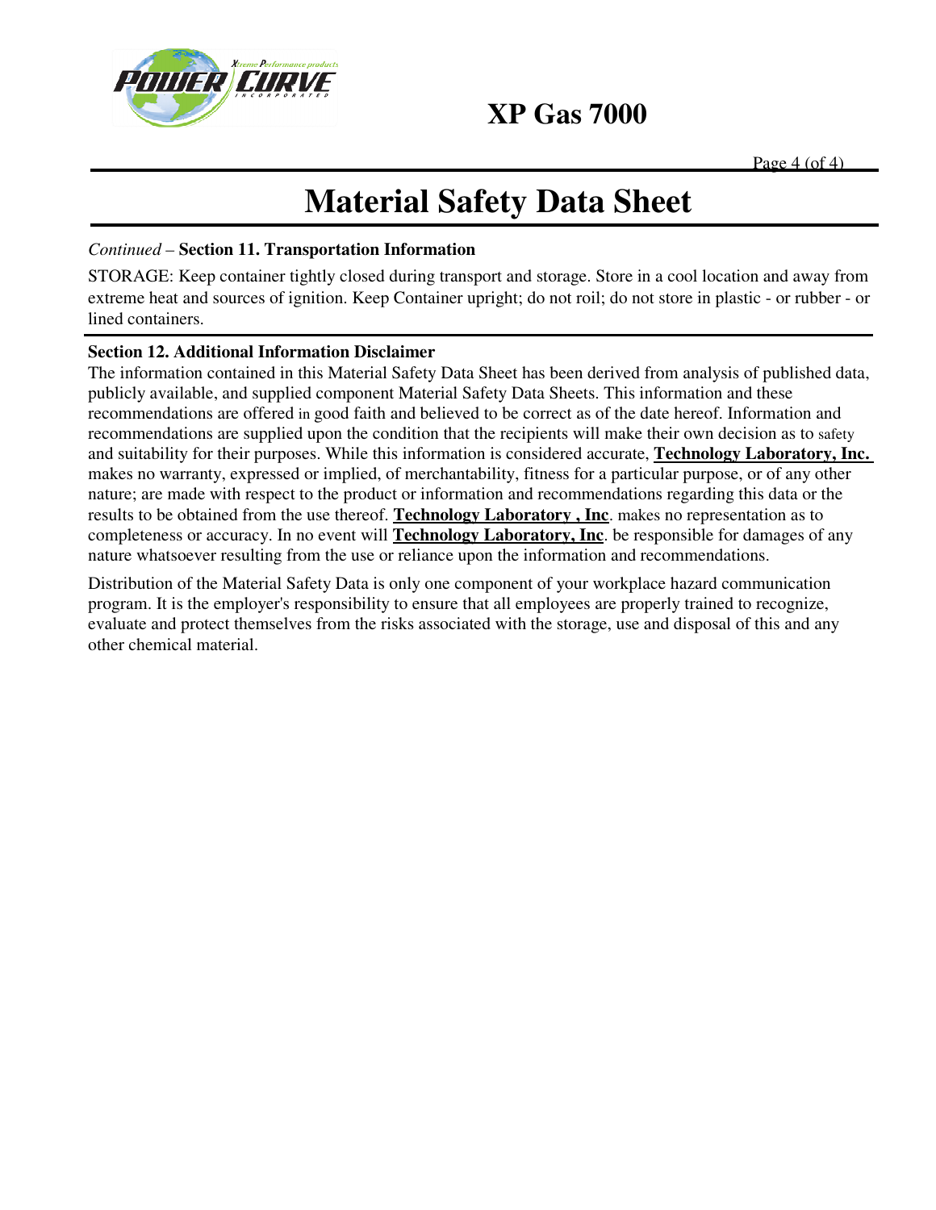*Continued* – **Section 11. Transportation Information**

STORAGE: Keep container tightly closed during transport and storage. Store in a cool location and away from extreme heat and sources of ignition. Keep Container upright; do not roil; do not store in plastic - or rubber - or lined containers.

**Section 12. Additional Information Disclaimer**

The information contained in this Material Safety Data Sheet has been derived from analysis of published data, publicly available, and supplied component Material Safety Data Sheets. This information and these recommendations are offered in good faith and believed to be correct as of the date hereof. Information and recommendations are supplied upon the condition that the recipients will make their own decision as to safety and suitability for their purposes. While this information is considered accurate, **Technology Laboratory, Inc.** makes no warranty, expressed or implied, of merchantability, fitness for a particular purpose, or of any other nature; are made with respect to the product or information and recommendations regarding this data or the results to be obtained from the use thereof. **Technology Laboratory , Inc**. makes no representation as to completeness or accuracy. In no event will **Technology Laboratory, Inc**. be responsible for damages of any nature whatsoever resulting from the use or reliance upon the information and recommendations.

Distribution of the Material Safety Data is only one component of your workplace hazard communication program. It is the employer's responsibility to ensure that all employees are properly trained to recognize, evaluate and protect themselves from the risks associated with the storage, use and disposal of this and any other chemical material.